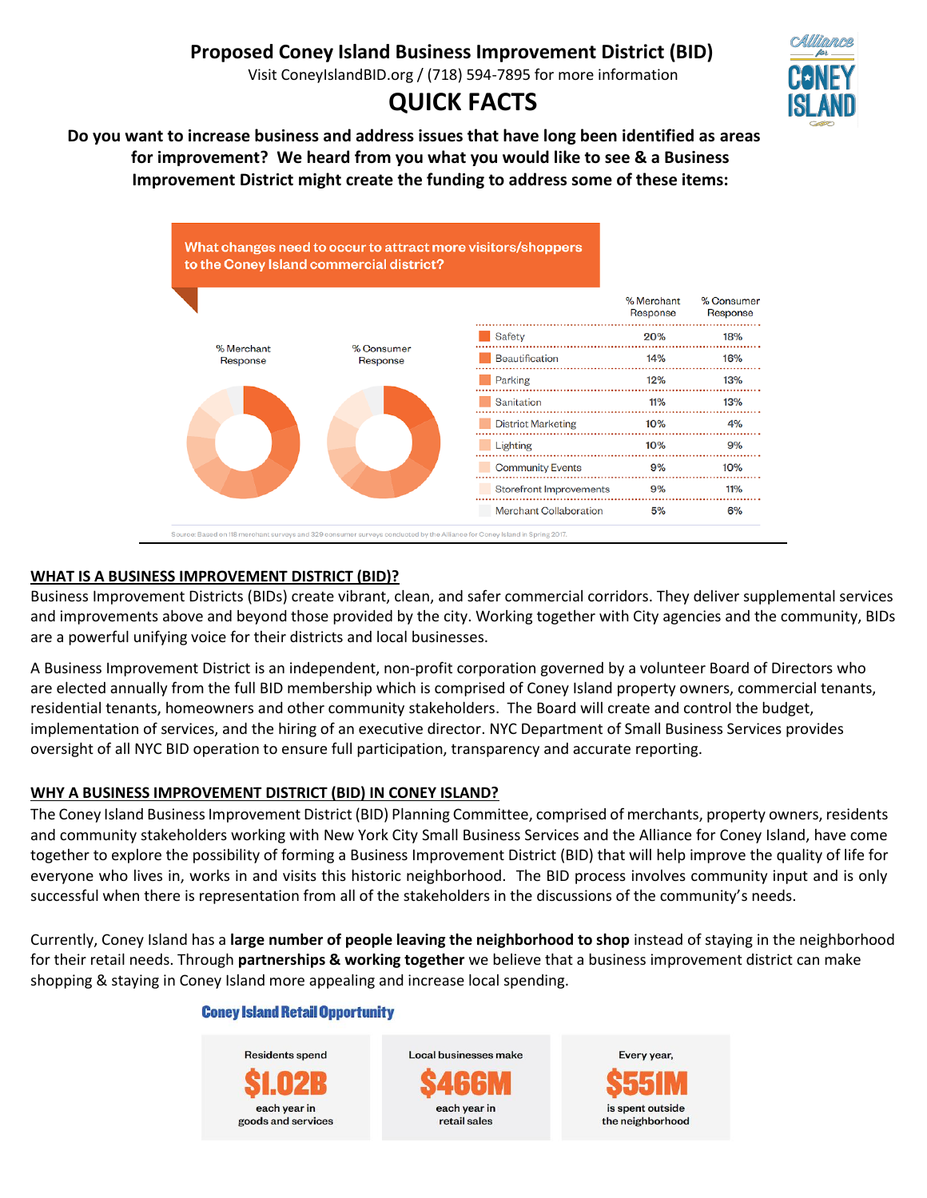# Proposed Coney Island Business Improvement District (BID)

Visit ConeyIslandBID.org / (718) 594-7895 for more information

# QUICK FACTS

**Do you want to increase business and address issues that have long been identified as areas for improvement? We heard from you what you would like to see & a Business Improvement District might create the funding to address some of these items:**

**What changes need to occur to attract more visitors/shoppers to the Coney Island commercial district?**

| | % Merchant Response | % Consumer Response |
|---|---|---|
| Safety | 20% | 18% |
| Beautification | 14% | 16% |
| Parking | 12% | 13% |
| Sanitation | 11% | 13% |
| District Marketing | 10% | 4% |
| Lighting | 10% | 9% |
| Community Events | 9% | 10% |
| Storefront Improvements | 9% | 11% |
| Merchant Collaboration | 5% | 6% |

Source: Based on 118 merchant surveys and 329 consumer surveys conducted by the Alliance for Coney Island in Spring 2017.

## WHAT IS A BUSINESS IMPROVEMENT DISTRICT (BID)?

Business Improvement Districts (BIDs) create vibrant, clean, and safer commercial corridors. They deliver supplemental services and improvements above and beyond those provided by the city. Working together with City agencies and the community, BIDs are a powerful unifying voice for their districts and local businesses.

A Business Improvement District is an independent, non-profit corporation governed by a volunteer Board of Directors who are elected annually from the full BID membership which is comprised of Coney Island property owners, commercial tenants, residential tenants, homeowners and other community stakeholders. The Board will create and control the budget, implementation of services, and the hiring of an executive director. NYC Department of Small Business Services provides oversight of all NYC BID operation to ensure full participation, transparency and accurate reporting.

## WHY A BUSINESS IMPROVEMENT DISTRICT (BID) IN CONEY ISLAND?

The Coney Island Business Improvement District (BID) Planning Committee, comprised of merchants, property owners, residents and community stakeholders working with New York City Small Business Services and the Alliance for Coney Island, have come together to explore the possibility of forming a Business Improvement District (BID) that will help improve the quality of life for everyone who lives in, works in and visits this historic neighborhood. The BID process involves community input and is only successful when there is representation from all of the stakeholders in the discussions of the community's needs.

Currently, Coney Island has a **large number of people leaving the neighborhood to shop** instead of staying in the neighborhood for their retail needs. Through **partnerships & working together** we believe that a business improvement district can make shopping & staying in Coney Island more appealing and increase local spending.

### Coney Island Retail Opportunity

| Residents spend | Local businesses make | Every year, |
|---|---|---|
| **$1.02B** | **$466M** | **$551M** |
| each year in goods and services | each year in retail sales | is spent outside the neighborhood |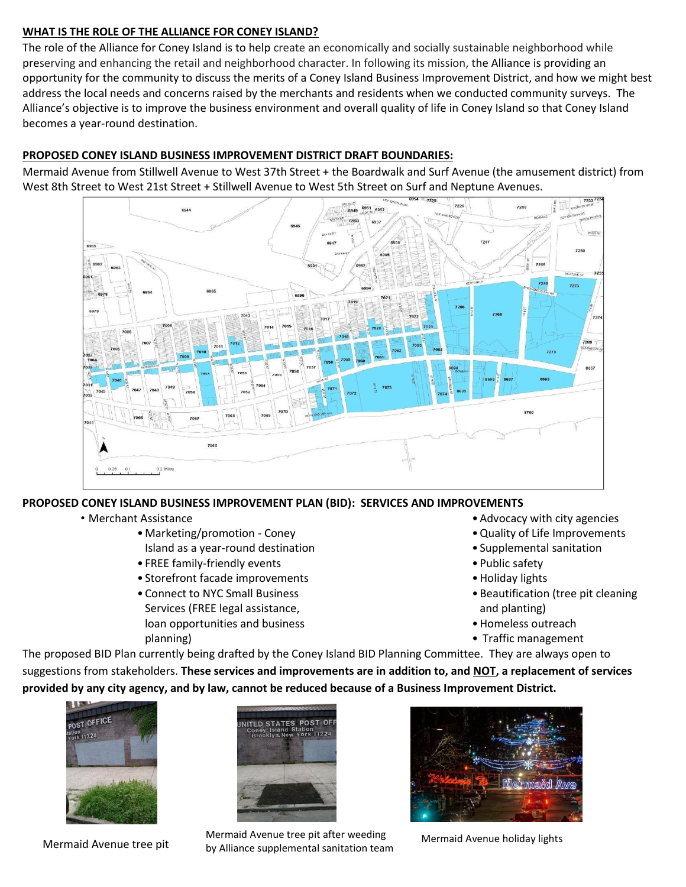**WHAT IS THE ROLE OF THE ALLIANCE FOR CONEY ISLAND?**

The role of the Alliance for Coney Island is to help create an economically and socially sustainable neighborhood while preserving and enhancing the retail and neighborhood character. In following its mission, the Alliance is providing an opportunity for the community to discuss the merits of a Coney Island Business Improvement District, and how we might best address the local needs and concerns raised by the merchants and residents when we conducted community surveys. The Alliance's objective is to improve the business environment and overall quality of life in Coney Island so that Coney Island becomes a year-round destination.

**PROPOSED CONEY ISLAND BUSINESS IMPROVEMENT DISTRICT DRAFT BOUNDARIES:**

Mermaid Avenue from Stillwell Avenue to West 37th Street + the Boardwalk and Surf Avenue (the amusement district) from West 8th Street to West 21st Street + Stillwell Avenue to West 5th Street on Surf and Neptune Avenues.

**PROPOSED CONEY ISLAND BUSINESS IMPROVEMENT PLAN (BID): SERVICES AND IMPROVEMENTS**

- Merchant Assistance
  - Marketing/promotion - Coney Island as a year-round destination
  - FREE family-friendly events
  - Storefront facade improvements
  - Connect to NYC Small Business Services (FREE legal assistance, loan opportunities and business planning)
- Advocacy with city agencies
- Quality of Life Improvements
- Supplemental sanitation
- Public safety
- Holiday lights
- Beautification (tree pit cleaning and planting)
- Homeless outreach
- Traffic management

The proposed BID Plan currently being drafted by the Coney Island BID Planning Committee. They are always open to suggestions from stakeholders. **These services and improvements are in addition to, and NOT, a replacement of services provided by any city agency, and by law, cannot be reduced because of a Business Improvement District.**

Mermaid Avenue tree pit

Mermaid Avenue tree pit after weeding by Alliance supplemental sanitation team

Mermaid Avenue holiday lights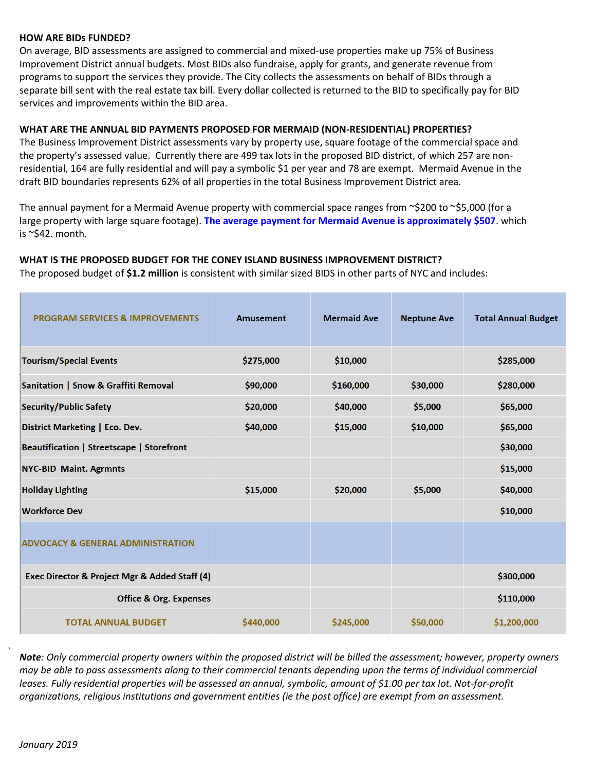**HOW ARE BIDs FUNDED?**
On average, BID assessments are assigned to commercial and mixed-use properties make up 75% of Business Improvement District annual budgets. Most BIDs also fundraise, apply for grants, and generate revenue from programs to support the services they provide. The City collects the assessments on behalf of BIDs through a separate bill sent with the real estate tax bill. Every dollar collected is returned to the BID to specifically pay for BID services and improvements within the BID area.

**WHAT ARE THE ANNUAL BID PAYMENTS PROPOSED FOR MERMAID (NON-RESIDENTIAL) PROPERTIES?**
The Business Improvement District assessments vary by property use, square footage of the commercial space and the property's assessed value. Currently there are 499 tax lots in the proposed BID district, of which 257 are non-residential, 164 are fully residential and will pay a symbolic $1 per year and 78 are exempt. Mermaid Avenue in the draft BID boundaries represents 62% of all properties in the total Business Improvement District area.

The annual payment for a Mermaid Avenue property with commercial space ranges from ~$200 to ~$5,000 (for a large property with large square footage). **The average payment for Mermaid Avenue is approximately $507**. which is ~$42. month.

**WHAT IS THE PROPOSED BUDGET FOR THE CONEY ISLAND BUSINESS IMPROVEMENT DISTRICT?**
The proposed budget of **$1.2 million** is consistent with similar sized BIDS in other parts of NYC and includes:

| PROGRAM SERVICES & IMPROVEMENTS | Amusement | Mermaid Ave | Neptune Ave | Total Annual Budget |
|---|---|---|---|---|
| Tourism/Special Events | $275,000 | $10,000 | | $285,000 |
| Sanitation \| Snow & Graffiti Removal | $90,000 | $160,000 | $30,000 | $280,000 |
| Security/Public Safety | $20,000 | $40,000 | $5,000 | $65,000 |
| District Marketing \| Eco. Dev. | $40,000 | $15,000 | $10,000 | $65,000 |
| Beautification \| Streetscape \| Storefront | | | | $30,000 |
| NYC-BID Maint. Agrmnts | | | | $15,000 |
| Holiday Lighting | $15,000 | $20,000 | $5,000 | $40,000 |
| Workforce Dev | | | | $10,000 |
| ADVOCACY & GENERAL ADMINISTRATION | | | | |
| Exec Director & Project Mgr & Added Staff (4) | | | | $300,000 |
| Office & Org. Expenses | | | | $110,000 |
| TOTAL ANNUAL BUDGET | $440,000 | $245,000 | $50,000 | $1,200,000 |

*Note: Only commercial property owners within the proposed district will be billed the assessment; however, property owners may be able to pass assessments along to their commercial tenants depending upon the terms of individual commercial leases. Fully residential properties will be assessed an annual, symbolic, amount of $1.00 per tax lot. Not-for-profit organizations, religious institutions and government entities (ie the post office) are exempt from an assessment.*

*January 2019*